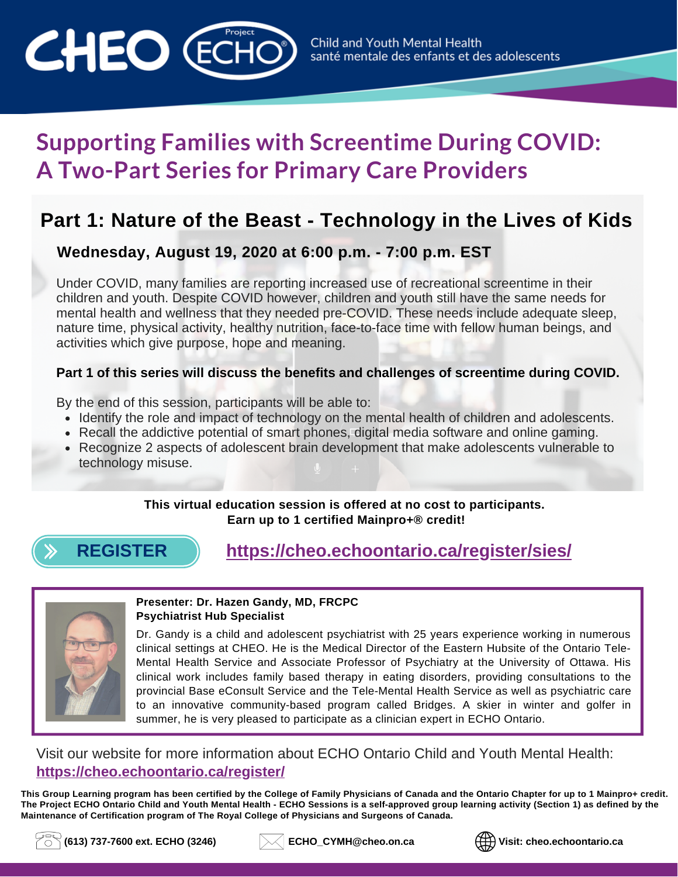CHEO Project ECHO

Child and Youth Mental Health
santé mentale des enfants et des adolescents

# Supporting Families with Screentime During COVID: A Two-Part Series for Primary Care Providers

## Part 1: Nature of the Beast - Technology in the Lives of Kids

### Wednesday, August 19, 2020 at 6:00 p.m. - 7:00 p.m. EST

Under COVID, many families are reporting increased use of recreational screentime in their children and youth. Despite COVID however, children and youth still have the same needs for mental health and wellness that they needed pre-COVID. These needs include adequate sleep, nature time, physical activity, healthy nutrition, face-to-face time with fellow human beings, and activities which give purpose, hope and meaning.

**Part 1 of this series will discuss the benefits and challenges of screentime during COVID.**

By the end of this session, participants will be able to:

- Identify the role and impact of technology on the mental health of children and adolescents.
- Recall the addictive potential of smart phones, digital media software and online gaming.
- Recognize 2 aspects of adolescent brain development that make adolescents vulnerable to technology misuse.

**This virtual education session is offered at no cost to participants.**
**Earn up to 1 certified Mainpro+® credit!**

**REGISTER** https://cheo.echoontario.ca/register/sies/

**Presenter: Dr. Hazen Gandy, MD, FRCPC**
**Psychiatrist Hub Specialist**

Dr. Gandy is a child and adolescent psychiatrist with 25 years experience working in numerous clinical settings at CHEO. He is the Medical Director of the Eastern Hubsite of the Ontario Tele-Mental Health Service and Associate Professor of Psychiatry at the University of Ottawa. His clinical work includes family based therapy in eating disorders, providing consultations to the provincial Base eConsult Service and the Tele-Mental Health Service as well as psychiatric care to an innovative community-based program called Bridges. A skier in winter and golfer in summer, he is very pleased to participate as a clinician expert in ECHO Ontario.

Visit our website for more information about ECHO Ontario Child and Youth Mental Health: https://cheo.echoontario.ca/register/

**This Group Learning program has been certified by the College of Family Physicians of Canada and the Ontario Chapter for up to 1 Mainpro+ credit. The Project ECHO Ontario Child and Youth Mental Health - ECHO Sessions is a self-approved group learning activity (Section 1) as defined by the Maintenance of Certification program of The Royal College of Physicians and Surgeons of Canada.**

**(613) 737-7600 ext. ECHO (3246)** | **ECHO_CYMH@cheo.on.ca** | **Visit: cheo.echoontario.ca**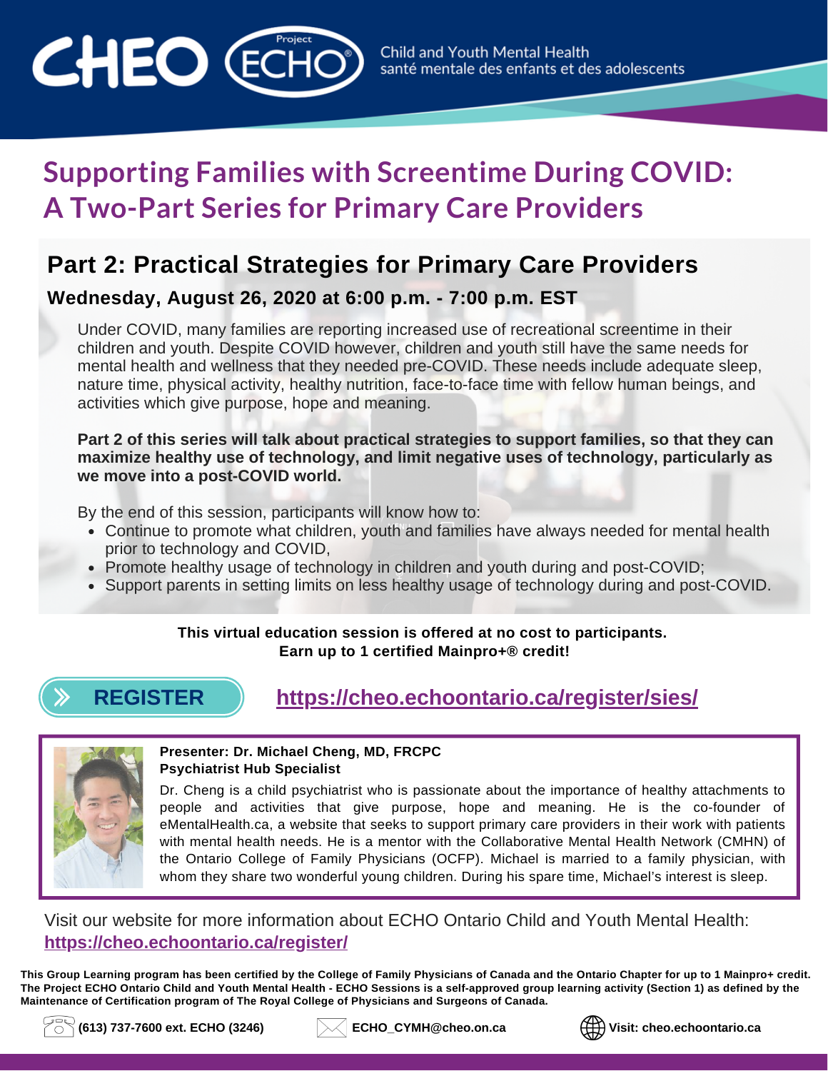CHEO Project ECHO®

Child and Youth Mental Health
santé mentale des enfants et des adolescents

# Supporting Families with Screentime During COVID: A Two-Part Series for Primary Care Providers

## Part 2: Practical Strategies for Primary Care Providers

### Wednesday, August 26, 2020 at 6:00 p.m. - 7:00 p.m. EST

Under COVID, many families are reporting increased use of recreational screentime in their children and youth. Despite COVID however, children and youth still have the same needs for mental health and wellness that they needed pre-COVID. These needs include adequate sleep, nature time, physical activity, healthy nutrition, face-to-face time with fellow human beings, and activities which give purpose, hope and meaning.

**Part 2 of this series will talk about practical strategies to support families, so that they can maximize healthy use of technology, and limit negative uses of technology, particularly as we move into a post-COVID world.**

By the end of this session, participants will know how to:

- Continue to promote what children, youth and families have always needed for mental health prior to technology and COVID,
- Promote healthy usage of technology in children and youth during and post-COVID;
- Support parents in setting limits on less healthy usage of technology during and post-COVID.

**This virtual education session is offered at no cost to participants.**
**Earn up to 1 certified Mainpro+® credit!**

**REGISTER** https://cheo.echoontario.ca/register/sies/

**Presenter: Dr. Michael Cheng, MD, FRCPC**
**Psychiatrist Hub Specialist**

Dr. Cheng is a child psychiatrist who is passionate about the importance of healthy attachments to people and activities that give purpose, hope and meaning. He is the co-founder of eMentalHealth.ca, a website that seeks to support primary care providers in their work with patients with mental health needs. He is a mentor with the Collaborative Mental Health Network (CMHN) of the Ontario College of Family Physicians (OCFP). Michael is married to a family physician, with whom they share two wonderful young children. During his spare time, Michael's interest is sleep.

Visit our website for more information about ECHO Ontario Child and Youth Mental Health:
https://cheo.echoontario.ca/register/

**This Group Learning program has been certified by the College of Family Physicians of Canada and the Ontario Chapter for up to 1 Mainpro+ credit. The Project ECHO Ontario Child and Youth Mental Health - ECHO Sessions is a self-approved group learning activity (Section 1) as defined by the Maintenance of Certification program of The Royal College of Physicians and Surgeons of Canada.**

**(613) 737-7600 ext. ECHO (3246)** | **ECHO_CYMH@cheo.on.ca** | **Visit: cheo.echoontario.ca**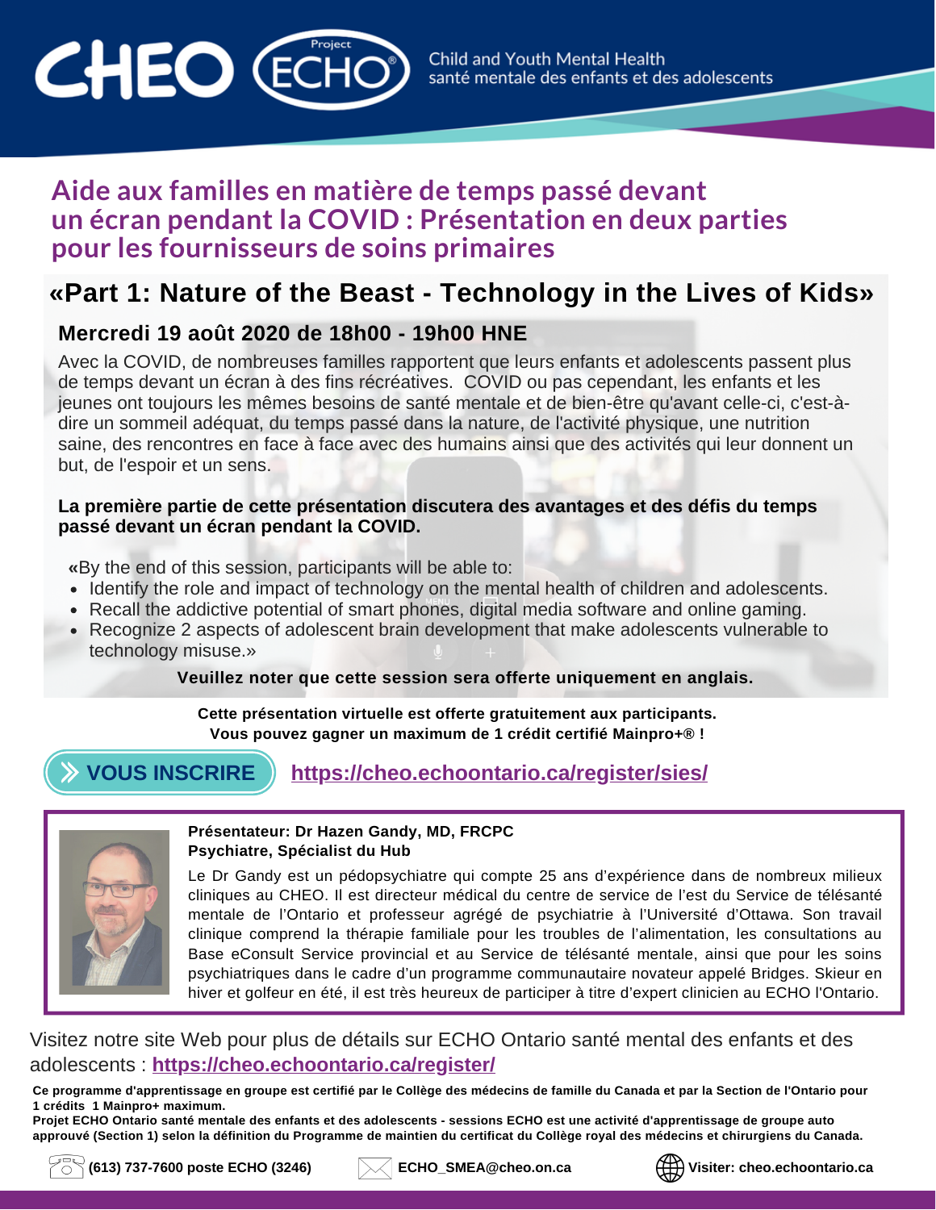CHEO Project ECHO® Child and Youth Mental Health santé mentale des enfants et des adolescents

# Aide aux familles en matière de temps passé devant un écran pendant la COVID : Présentation en deux parties pour les fournisseurs de soins primaires

## «Part 1: Nature of the Beast - Technology in the Lives of Kids»

### Mercredi 19 août 2020 de 18h00 - 19h00 HNE

Avec la COVID, de nombreuses familles rapportent que leurs enfants et adolescents passent plus de temps devant un écran à des fins récréatives. COVID ou pas cependant, les enfants et les jeunes ont toujours les mêmes besoins de santé mentale et de bien-être qu'avant celle-ci, c'est-à-dire un sommeil adéquat, du temps passé dans la nature, de l'activité physique, une nutrition saine, des rencontres en face à face avec des humains ainsi que des activités qui leur donnent un but, de l'espoir et un sens.

**La première partie de cette présentation discutera des avantages et des défis du temps passé devant un écran pendant la COVID.**

**«**By the end of this session, participants will be able to:

- Identify the role and impact of technology on the mental health of children and adolescents.
- Recall the addictive potential of smart phones, digital media software and online gaming.
- Recognize 2 aspects of adolescent brain development that make adolescents vulnerable to technology misuse.»

**Veuillez noter que cette session sera offerte uniquement en anglais.**

**Cette présentation virtuelle est offerte gratuitement aux participants.**
**Vous pouvez gagner un maximum de 1 crédit certifié Mainpro+® !**

**VOUS INSCRIRE** https://cheo.echoontario.ca/register/sies/

**Présentateur: Dr Hazen Gandy, MD, FRCPC**
**Psychiatre, Spécialist du Hub**

Le Dr Gandy est un pédopsychiatre qui compte 25 ans d'expérience dans de nombreux milieux cliniques au CHEO. Il est directeur médical du centre de service de l'est du Service de télésanté mentale de l'Ontario et professeur agrégé de psychiatrie à l'Université d'Ottawa. Son travail clinique comprend la thérapie familiale pour les troubles de l'alimentation, les consultations au Base eConsult Service provincial et au Service de télésanté mentale, ainsi que pour les soins psychiatriques dans le cadre d'un programme communautaire novateur appelé Bridges. Skieur en hiver et golfeur en été, il est très heureux de participer à titre d'expert clinicien au ECHO l'Ontario.

Visitez notre site Web pour plus de détails sur ECHO Ontario santé mental des enfants et des adolescents : **https://cheo.echoontario.ca/register/**

**Ce programme d'apprentissage en groupe est certifié par le Collège des médecins de famille du Canada et par la Section de l'Ontario pour 1 crédits 1 Mainpro+ maximum.**
**Projet ECHO Ontario santé mentale des enfants et des adolescents - sessions ECHO est une activité d'apprentissage de groupe auto approuvé (Section 1) selon la définition du Programme de maintien du certificat du Collège royal des médecins et chirurgiens du Canada.**

**(613) 737-7600 poste ECHO (3246)** | **ECHO_SMEA@cheo.on.ca** | **Visiter: cheo.echoontario.ca**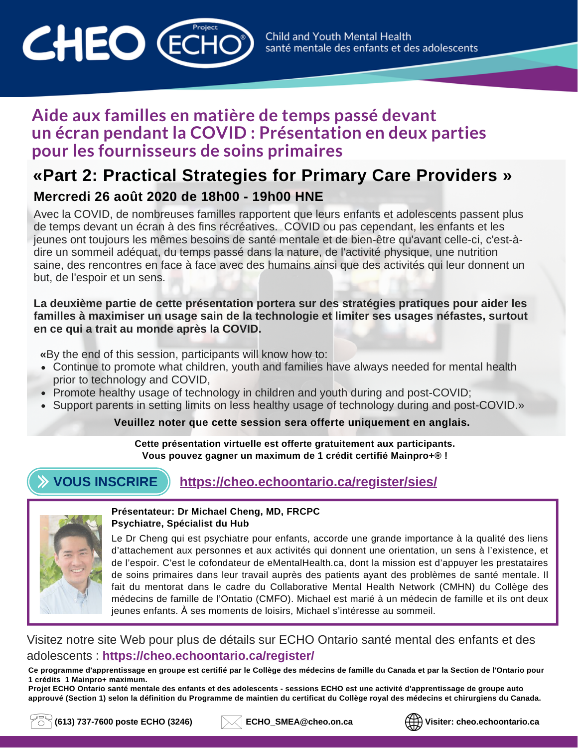CHEO Project ECHO® Child and Youth Mental Health santé mentale des enfants et des adolescents

# Aide aux familles en matière de temps passé devant un écran pendant la COVID : Présentation en deux parties pour les fournisseurs de soins primaires

## «Part 2: Practical Strategies for Primary Care Providers »

### Mercredi 26 août 2020 de 18h00 - 19h00 HNE

Avec la COVID, de nombreuses familles rapportent que leurs enfants et adolescents passent plus de temps devant un écran à des fins récréatives. COVID ou pas cependant, les enfants et les jeunes ont toujours les mêmes besoins de santé mentale et de bien-être qu'avant celle-ci, c'est-à-dire un sommeil adéquat, du temps passé dans la nature, de l'activité physique, une nutrition saine, des rencontres en face à face avec des humains ainsi que des activités qui leur donnent un but, de l'espoir et un sens.

**La deuxième partie de cette présentation portera sur des stratégies pratiques pour aider les familles à maximiser un usage sain de la technologie et limiter ses usages néfastes, surtout en ce qui a trait au monde après la COVID.**

**«**By the end of this session, participants will know how to:

- Continue to promote what children, youth and families have always needed for mental health prior to technology and COVID,
- Promote healthy usage of technology in children and youth during and post-COVID;
- Support parents in setting limits on less healthy usage of technology during and post-COVID.»

**Veuillez noter que cette session sera offerte uniquement en anglais.**

**Cette présentation virtuelle est offerte gratuitement aux participants.**
**Vous pouvez gagner un maximum de 1 crédit certifié Mainpro+® !**

**VOUS INSCRIRE** https://cheo.echoontario.ca/register/sies/

**Présentateur: Dr Michael Cheng, MD, FRCPC**
**Psychiatre, Spécialist du Hub**

Le Dr Cheng qui est psychiatre pour enfants, accorde une grande importance à la qualité des liens d'attachement aux personnes et aux activités qui donnent une orientation, un sens à l'existence, et de l'espoir. C'est le cofondateur de eMentalHealth.ca, dont la mission est d'appuyer les prestataires de soins primaires dans leur travail auprès des patients ayant des problèmes de santé mentale. Il fait du mentorat dans le cadre du Collaborative Mental Health Network (CMHN) du Collège des médecins de famille de l'Ontatio (CMFO). Michael est marié à un médecin de famille et ils ont deux jeunes enfants. À ses moments de loisirs, Michael s'intéresse au sommeil.

Visitez notre site Web pour plus de détails sur ECHO Ontario santé mental des enfants et des adolescents : https://cheo.echoontario.ca/register/

**Ce programme d'apprentissage en groupe est certifié par le Collège des médecins de famille du Canada et par la Section de l'Ontario pour 1 crédits 1 Mainpro+ maximum.**
**Projet ECHO Ontario santé mentale des enfants et des adolescents - sessions ECHO est une activité d'apprentissage de groupe auto approuvé (Section 1) selon la définition du Programme de maintien du certificat du Collège royal des médecins et chirurgiens du Canada.**

**(613) 737-7600 poste ECHO (3246)** **ECHO_SMEA@cheo.on.ca** **Visiter: cheo.echoontario.ca**